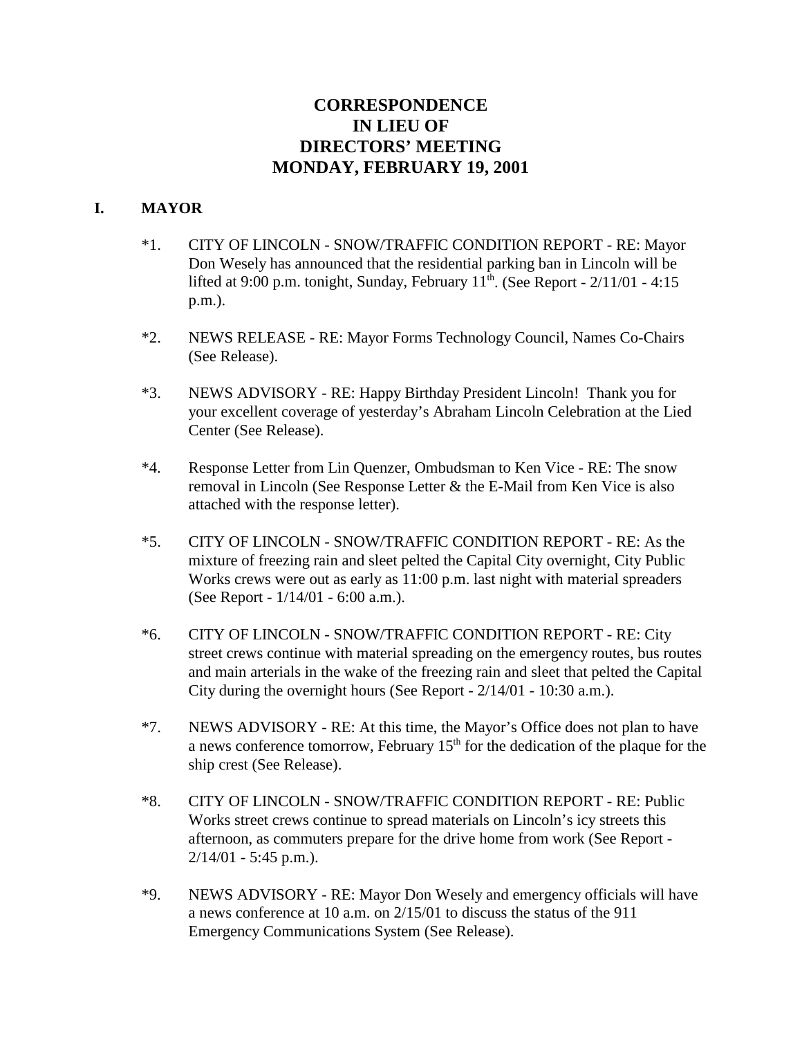# CORRESPONDENCE
# IN LIEU OF
# DIRECTORS' MEETING
# MONDAY, FEBRUARY 19, 2001

## I. MAYOR

*1. CITY OF LINCOLN - SNOW/TRAFFIC CONDITION REPORT - RE: Mayor Don Wesely has announced that the residential parking ban in Lincoln will be lifted at 9:00 p.m. tonight, Sunday, February 11th. (See Report - 2/11/01 - 4:15 p.m.).

*2. NEWS RELEASE - RE: Mayor Forms Technology Council, Names Co-Chairs (See Release).

*3. NEWS ADVISORY - RE: Happy Birthday President Lincoln! Thank you for your excellent coverage of yesterday's Abraham Lincoln Celebration at the Lied Center (See Release).

*4. Response Letter from Lin Quenzer, Ombudsman to Ken Vice - RE: The snow removal in Lincoln (See Response Letter & the E-Mail from Ken Vice is also attached with the response letter).

*5. CITY OF LINCOLN - SNOW/TRAFFIC CONDITION REPORT - RE: As the mixture of freezing rain and sleet pelted the Capital City overnight, City Public Works crews were out as early as 11:00 p.m. last night with material spreaders (See Report - 1/14/01 - 6:00 a.m.).

*6. CITY OF LINCOLN - SNOW/TRAFFIC CONDITION REPORT - RE: City street crews continue with material spreading on the emergency routes, bus routes and main arterials in the wake of the freezing rain and sleet that pelted the Capital City during the overnight hours (See Report - 2/14/01 - 10:30 a.m.).

*7. NEWS ADVISORY - RE: At this time, the Mayor's Office does not plan to have a news conference tomorrow, February 15th for the dedication of the plaque for the ship crest (See Release).

*8. CITY OF LINCOLN - SNOW/TRAFFIC CONDITION REPORT - RE: Public Works street crews continue to spread materials on Lincoln's icy streets this afternoon, as commuters prepare for the drive home from work (See Report - 2/14/01 - 5:45 p.m.).

*9. NEWS ADVISORY - RE: Mayor Don Wesely and emergency officials will have a news conference at 10 a.m. on 2/15/01 to discuss the status of the 911 Emergency Communications System (See Release).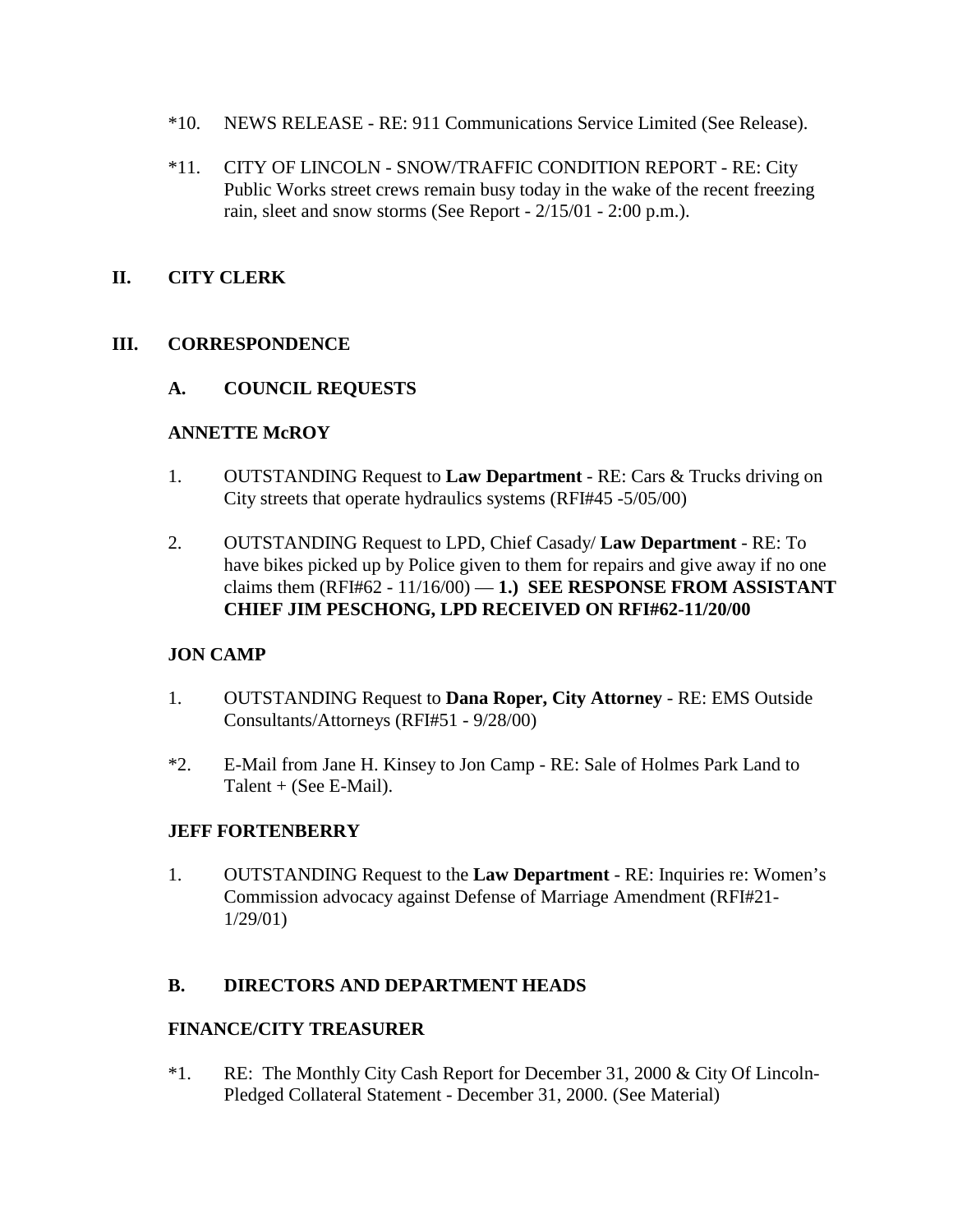*10. NEWS RELEASE - RE: 911 Communications Service Limited (See Release).

*11. CITY OF LINCOLN - SNOW/TRAFFIC CONDITION REPORT - RE: City Public Works street crews remain busy today in the wake of the recent freezing rain, sleet and snow storms (See Report - 2/15/01 - 2:00 p.m.).

## II. CITY CLERK

## III. CORRESPONDENCE

### A. COUNCIL REQUESTS

**ANNETTE McROY**

1. OUTSTANDING Request to **Law Department** - RE: Cars & Trucks driving on City streets that operate hydraulics systems (RFI#45 -5/05/00)

2. OUTSTANDING Request to LPD, Chief Casady/ **Law Department** - RE: To have bikes picked up by Police given to them for repairs and give away if no one claims them (RFI#62 - 11/16/00) — **1.) SEE RESPONSE FROM ASSISTANT CHIEF JIM PESCHONG, LPD RECEIVED ON RFI#62-11/20/00**

**JON CAMP**

1. OUTSTANDING Request to **Dana Roper, City Attorney** - RE: EMS Outside Consultants/Attorneys (RFI#51 - 9/28/00)

*2. E-Mail from Jane H. Kinsey to Jon Camp - RE: Sale of Holmes Park Land to Talent + (See E-Mail).

**JEFF FORTENBERRY**

1. OUTSTANDING Request to the **Law Department** - RE: Inquiries re: Women's Commission advocacy against Defense of Marriage Amendment (RFI#21- 1/29/01)

### B. DIRECTORS AND DEPARTMENT HEADS

**FINANCE/CITY TREASURER**

*1. RE: The Monthly City Cash Report for December 31, 2000 & City Of Lincoln-Pledged Collateral Statement - December 31, 2000. (See Material)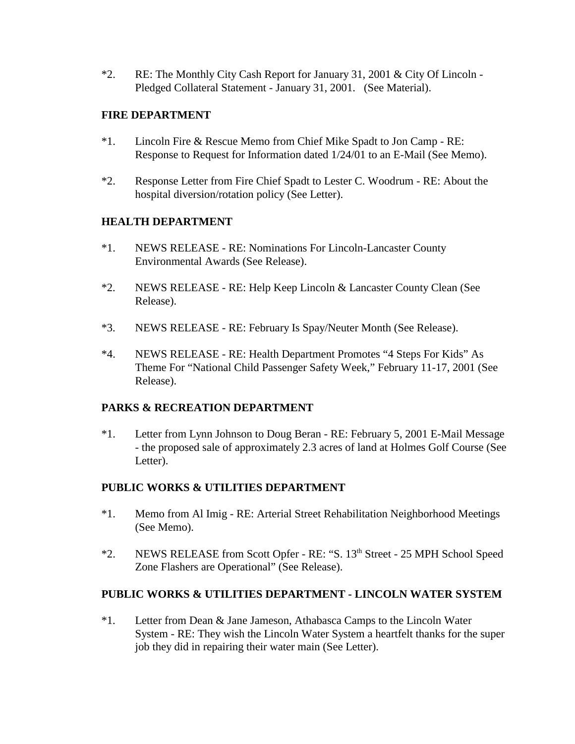*2. RE: The Monthly City Cash Report for January 31, 2001 & City Of Lincoln - Pledged Collateral Statement - January 31, 2001. (See Material).

**FIRE DEPARTMENT**

*1. Lincoln Fire & Rescue Memo from Chief Mike Spadt to Jon Camp - RE: Response to Request for Information dated 1/24/01 to an E-Mail (See Memo).

*2. Response Letter from Fire Chief Spadt to Lester C. Woodrum - RE: About the hospital diversion/rotation policy (See Letter).

**HEALTH DEPARTMENT**

*1. NEWS RELEASE - RE: Nominations For Lincoln-Lancaster County Environmental Awards (See Release).

*2. NEWS RELEASE - RE: Help Keep Lincoln & Lancaster County Clean (See Release).

*3. NEWS RELEASE - RE: February Is Spay/Neuter Month (See Release).

*4. NEWS RELEASE - RE: Health Department Promotes "4 Steps For Kids" As Theme For "National Child Passenger Safety Week," February 11-17, 2001 (See Release).

**PARKS & RECREATION DEPARTMENT**

*1. Letter from Lynn Johnson to Doug Beran - RE: February 5, 2001 E-Mail Message - the proposed sale of approximately 2.3 acres of land at Holmes Golf Course (See Letter).

**PUBLIC WORKS & UTILITIES DEPARTMENT**

*1. Memo from Al Imig - RE: Arterial Street Rehabilitation Neighborhood Meetings (See Memo).

*2. NEWS RELEASE from Scott Opfer - RE: "S. 13th Street - 25 MPH School Speed Zone Flashers are Operational" (See Release).

**PUBLIC WORKS & UTILITIES DEPARTMENT - LINCOLN WATER SYSTEM**

*1. Letter from Dean & Jane Jameson, Athabasca Camps to the Lincoln Water System - RE: They wish the Lincoln Water System a heartfelt thanks for the super job they did in repairing their water main (See Letter).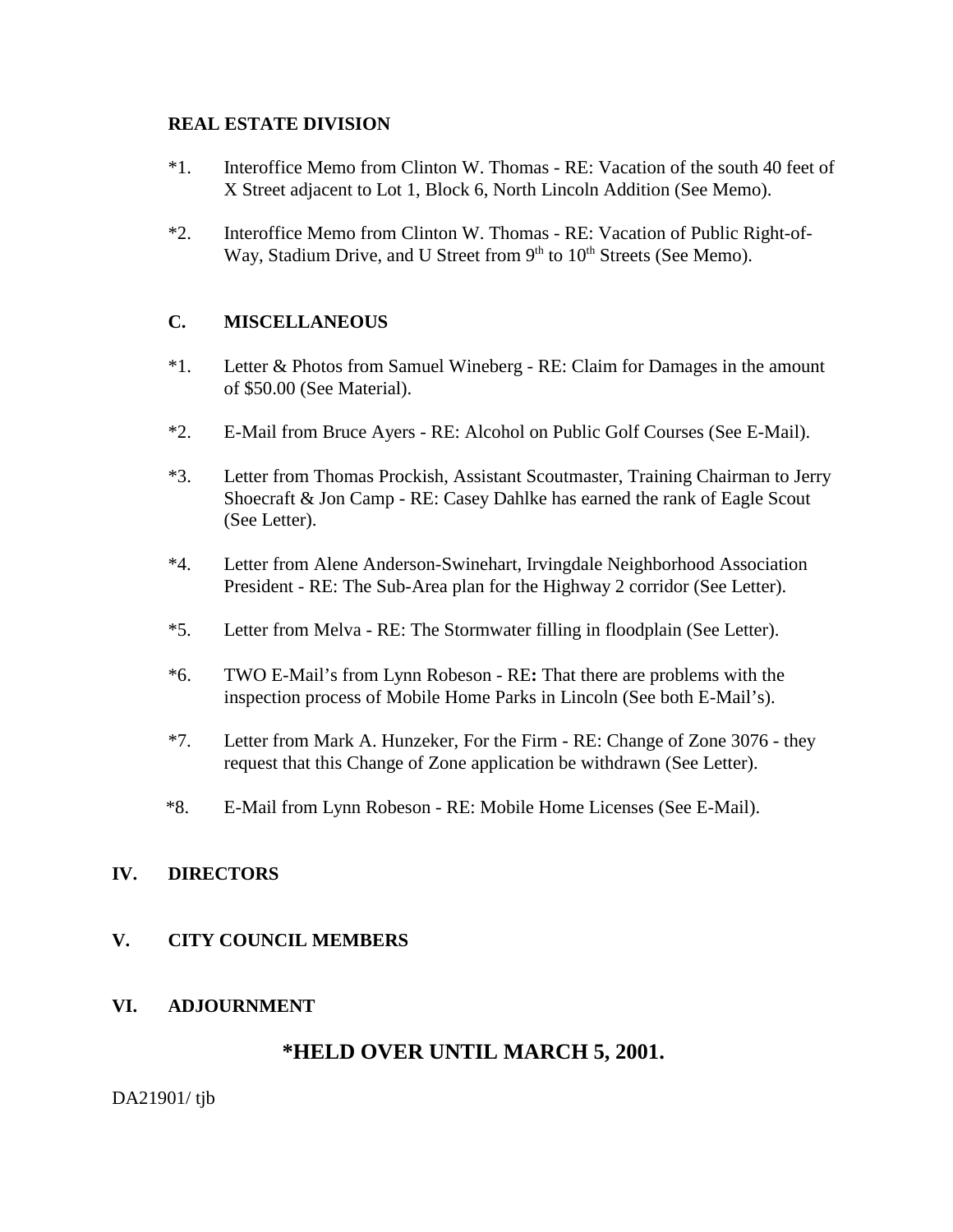**REAL ESTATE DIVISION**

*1. Interoffice Memo from Clinton W. Thomas - RE: Vacation of the south 40 feet of X Street adjacent to Lot 1, Block 6, North Lincoln Addition (See Memo).

*2. Interoffice Memo from Clinton W. Thomas - RE: Vacation of Public Right-of-Way, Stadium Drive, and U Street from 9th to 10th Streets (See Memo).

## C. MISCELLANEOUS

*1. Letter & Photos from Samuel Wineberg - RE: Claim for Damages in the amount of $50.00 (See Material).

*2. E-Mail from Bruce Ayers - RE: Alcohol on Public Golf Courses (See E-Mail).

*3. Letter from Thomas Prockish, Assistant Scoutmaster, Training Chairman to Jerry Shoecraft & Jon Camp - RE: Casey Dahlke has earned the rank of Eagle Scout (See Letter).

*4. Letter from Alene Anderson-Swinehart, Irvingdale Neighborhood Association President - RE: The Sub-Area plan for the Highway 2 corridor (See Letter).

*5. Letter from Melva - RE: The Stormwater filling in floodplain (See Letter).

*6. TWO E-Mail's from Lynn Robeson - RE**:** That there are problems with the inspection process of Mobile Home Parks in Lincoln (See both E-Mail's).

*7. Letter from Mark A. Hunzeker, For the Firm - RE: Change of Zone 3076 - they request that this Change of Zone application be withdrawn (See Letter).

*8. E-Mail from Lynn Robeson - RE: Mobile Home Licenses (See E-Mail).

## IV. DIRECTORS

## V. CITY COUNCIL MEMBERS

## VI. ADJOURNMENT

**\*HELD OVER UNTIL MARCH 5, 2001.**

DA21901/ tjb